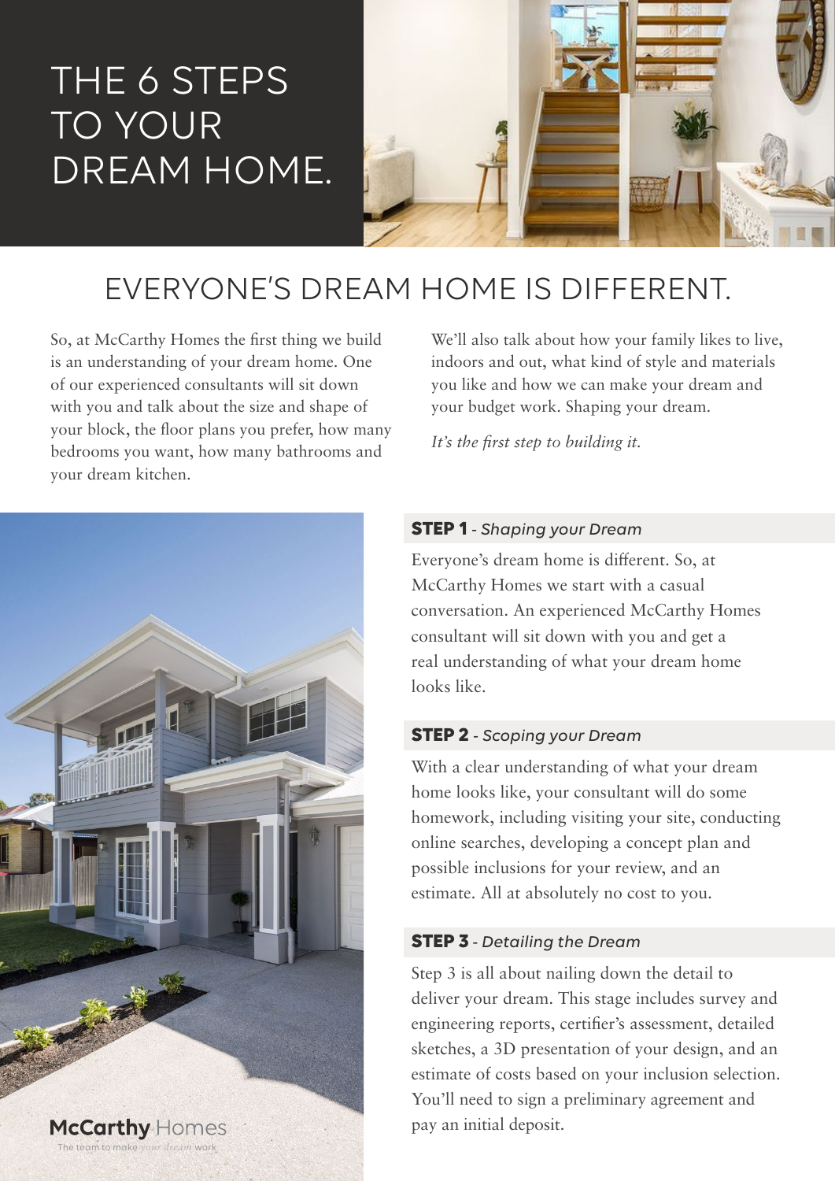# THE 6 STEPS TO YOUR DREAM HOME.

## EVERYONE'S DREAM HOME IS DIFFERENT.

So, at McCarthy Homes the first thing we build is an understanding of your dream home. One of our experienced consultants will sit down with you and talk about the size and shape of your block, the floor plans you prefer, how many bedrooms you want, how many bathrooms and your dream kitchen.

We'll also talk about how your family likes to live, indoors and out, what kind of style and materials you like and how we can make your dream and your budget work. Shaping your dream.

*It's the first step to building it.*

### **STEP 1** - *Shaping your Dream*

Everyone's dream home is different. So, at McCarthy Homes we start with a casual conversation. An experienced McCarthy Homes consultant will sit down with you and get a real understanding of what your dream home looks like.

### **STEP 2** - *Scoping your Dream*

With a clear understanding of what your dream home looks like, your consultant will do some homework, including visiting your site, conducting online searches, developing a concept plan and possible inclusions for your review, and an estimate. All at absolutely no cost to you.

### **STEP 3** - *Detailing the Dream*

Step 3 is all about nailing down the detail to deliver your dream. This stage includes survey and engineering reports, certifier's assessment, detailed sketches, a 3D presentation of your design, and an estimate of costs based on your inclusion selection. You'll need to sign a preliminary agreement and pay an initial deposit.

**McCarthy** Homes
The team to make *your dream* work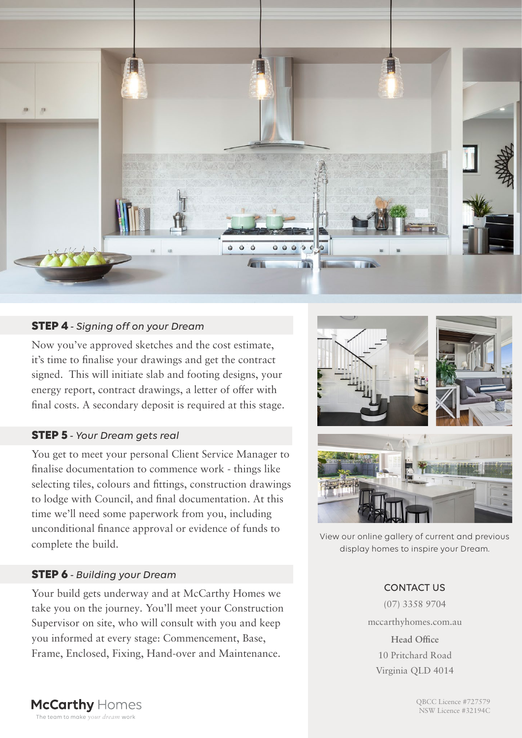## STEP 4 - *Signing off on your Dream*

Now you've approved sketches and the cost estimate, it's time to finalise your drawings and get the contract signed. This will initiate slab and footing designs, your energy report, contract drawings, a letter of offer with final costs. A secondary deposit is required at this stage.

## STEP 5 - *Your Dream gets real*

You get to meet your personal Client Service Manager to finalise documentation to commence work - things like selecting tiles, colours and fittings, construction drawings to lodge with Council, and final documentation. At this time we'll need some paperwork from you, including unconditional finance approval or evidence of funds to complete the build.

## STEP 6 - *Building your Dream*

Your build gets underway and at McCarthy Homes we take you on the journey. You'll meet your Construction Supervisor on site, who will consult with you and keep you informed at every stage: Commencement, Base, Frame, Enclosed, Fixing, Hand-over and Maintenance.

View our online gallery of current and previous display homes to inspire your Dream.

### CONTACT US

(07) 3358 9704

mccarthyhomes.com.au

**Head Office**
10 Pritchard Road
Virginia QLD 4014

QBCC Licence #727579
NSW Licence #32194C

**McCarthy** Homes
The team to make *your dream* work